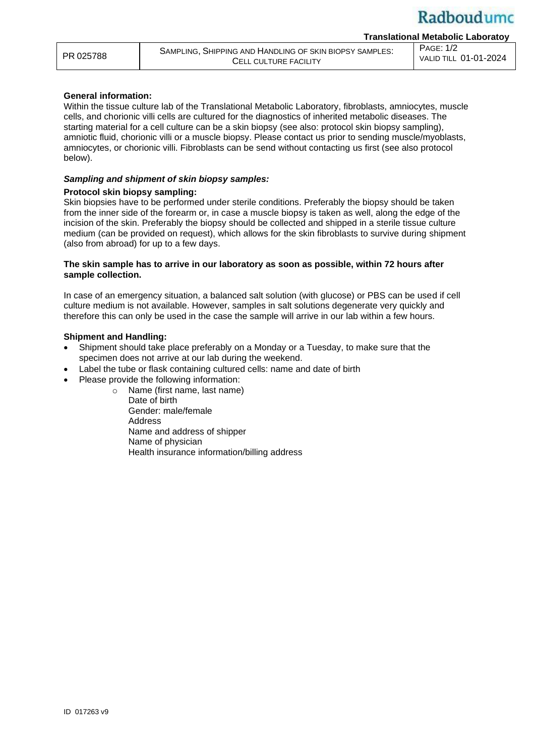**General information:**
Within the tissue culture lab of the Translational Metabolic Laboratory, fibroblasts, amniocytes, muscle cells, and chorionic villi cells are cultured for the diagnostics of inherited metabolic diseases. The starting material for a cell culture can be a skin biopsy (see also: protocol skin biopsy sampling), amniotic fluid, chorionic villi or a muscle biopsy. Please contact us prior to sending muscle/myoblasts, amniocytes, or chorionic villi. Fibroblasts can be send without contacting us first (see also protocol below).

***Sampling and shipment of skin biopsy samples:***

**Protocol skin biopsy sampling:**
Skin biopsies have to be performed under sterile conditions. Preferably the biopsy should be taken from the inner side of the forearm or, in case a muscle biopsy is taken as well, along the edge of the incision of the skin. Preferably the biopsy should be collected and shipped in a sterile tissue culture medium (can be provided on request), which allows for the skin fibroblasts to survive during shipment (also from abroad) for up to a few days.

**The skin sample has to arrive in our laboratory as soon as possible, within 72 hours after sample collection.**

In case of an emergency situation, a balanced salt solution (with glucose) or PBS can be used if cell culture medium is not available. However, samples in salt solutions degenerate very quickly and therefore this can only be used in the case the sample will arrive in our lab within a few hours.

**Shipment and Handling:**

- Shipment should take place preferably on a Monday or a Tuesday, to make sure that the specimen does not arrive at our lab during the weekend.
- Label the tube or flask containing cultured cells: name and date of birth
- Please provide the following information:
  - Name (first name, last name)
    Date of birth
    Gender: male/female
    Address
    Name and address of shipper
    Name of physician
    Health insurance information/billing address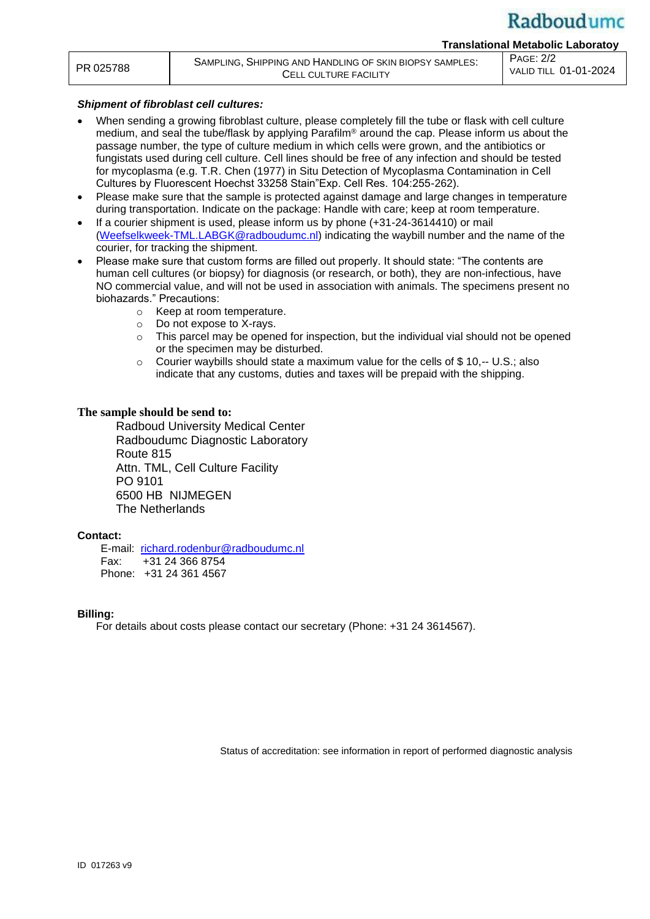***Shipment of fibroblast cell cultures:***

- When sending a growing fibroblast culture, please completely fill the tube or flask with cell culture medium, and seal the tube/flask by applying Parafilm® around the cap. Please inform us about the passage number, the type of culture medium in which cells were grown, and the antibiotics or fungistats used during cell culture. Cell lines should be free of any infection and should be tested for mycoplasma (e.g. T.R. Chen (1977) in Situ Detection of Mycoplasma Contamination in Cell Cultures by Fluorescent Hoechst 33258 Stain"Exp. Cell Res. 104:255-262).
- Please make sure that the sample is protected against damage and large changes in temperature during transportation. Indicate on the package: Handle with care; keep at room temperature.
- If a courier shipment is used, please inform us by phone (+31-24-3614410) or mail (Weefselkweek-TML.LABGK@radboudumc.nl) indicating the waybill number and the name of the courier, for tracking the shipment.
- Please make sure that custom forms are filled out properly. It should state: "The contents are human cell cultures (or biopsy) for diagnosis (or research, or both), they are non-infectious, have NO commercial value, and will not be used in association with animals. The specimens present no biohazards." Precautions:
  - Keep at room temperature.
  - Do not expose to X-rays.
  - This parcel may be opened for inspection, but the individual vial should not be opened or the specimen may be disturbed.
  - Courier waybills should state a maximum value for the cells of $ 10,-- U.S.; also indicate that any customs, duties and taxes will be prepaid with the shipping.

**The sample should be send to:**

Radboud University Medical Center
Radboudumc Diagnostic Laboratory
Route 815
Attn. TML, Cell Culture Facility
PO 9101
6500 HB NIJMEGEN
The Netherlands

**Contact:**

E-mail: richard.rodenbur@radboudumc.nl
Fax: +31 24 366 8754
Phone: +31 24 361 4567

**Billing:**

For details about costs please contact our secretary (Phone: +31 24 3614567).

Status of accreditation: see information in report of performed diagnostic analysis